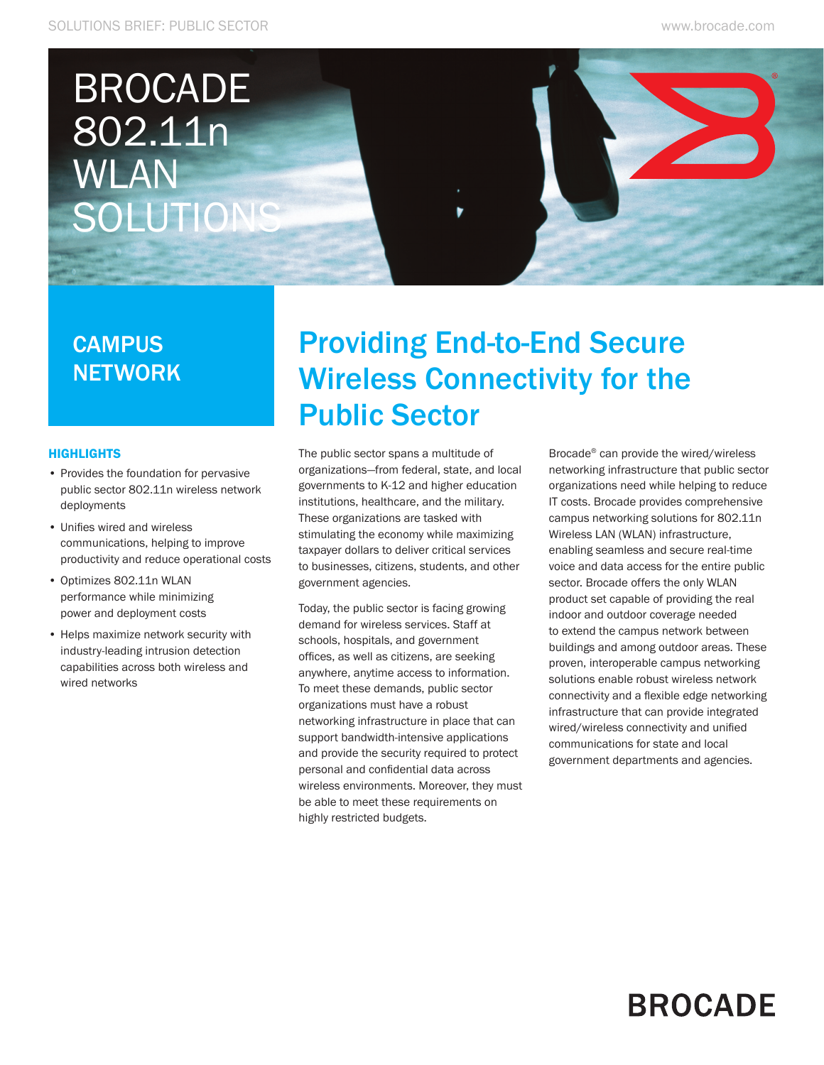# BROCADE 802.11n WLAN SOLUTIONS

## CAMPUS NETWORK

### HIGHLIGHTS

- Provides the foundation for pervasive public sector 802.11n wireless network deployments
- Unifies wired and wireless communications, helping to improve productivity and reduce operational costs
- Optimizes 802.11n WLAN performance while minimizing power and deployment costs
- Helps maximize network security with industry-leading intrusion detection capabilities across both wireless and wired networks

## Providing End-to-End Secure Wireless Connectivity for the Public Sector

The public sector spans a multitude of organizations—from federal, state, and local governments to K-12 and higher education institutions, healthcare, and the military. These organizations are tasked with stimulating the economy while maximizing taxpayer dollars to deliver critical services to businesses, citizens, students, and other government agencies.

Today, the public sector is facing growing demand for wireless services. Staff at schools, hospitals, and government offices, as well as citizens, are seeking anywhere, anytime access to information. To meet these demands, public sector organizations must have a robust networking infrastructure in place that can support bandwidth-intensive applications and provide the security required to protect personal and confidential data across wireless environments. Moreover, they must be able to meet these requirements on highly restricted budgets.

Brocade® can provide the wired/wireless networking infrastructure that public sector organizations need while helping to reduce IT costs. Brocade provides comprehensive campus networking solutions for 802.11n Wireless LAN (WLAN) infrastructure, enabling seamless and secure real-time voice and data access for the entire public sector. Brocade offers the only WLAN product set capable of providing the real indoor and outdoor coverage needed to extend the campus network between buildings and among outdoor areas. These proven, interoperable campus networking solutions enable robust wireless network connectivity and a flexible edge networking infrastructure that can provide integrated wired/wireless connectivity and unified communications for state and local government departments and agencies.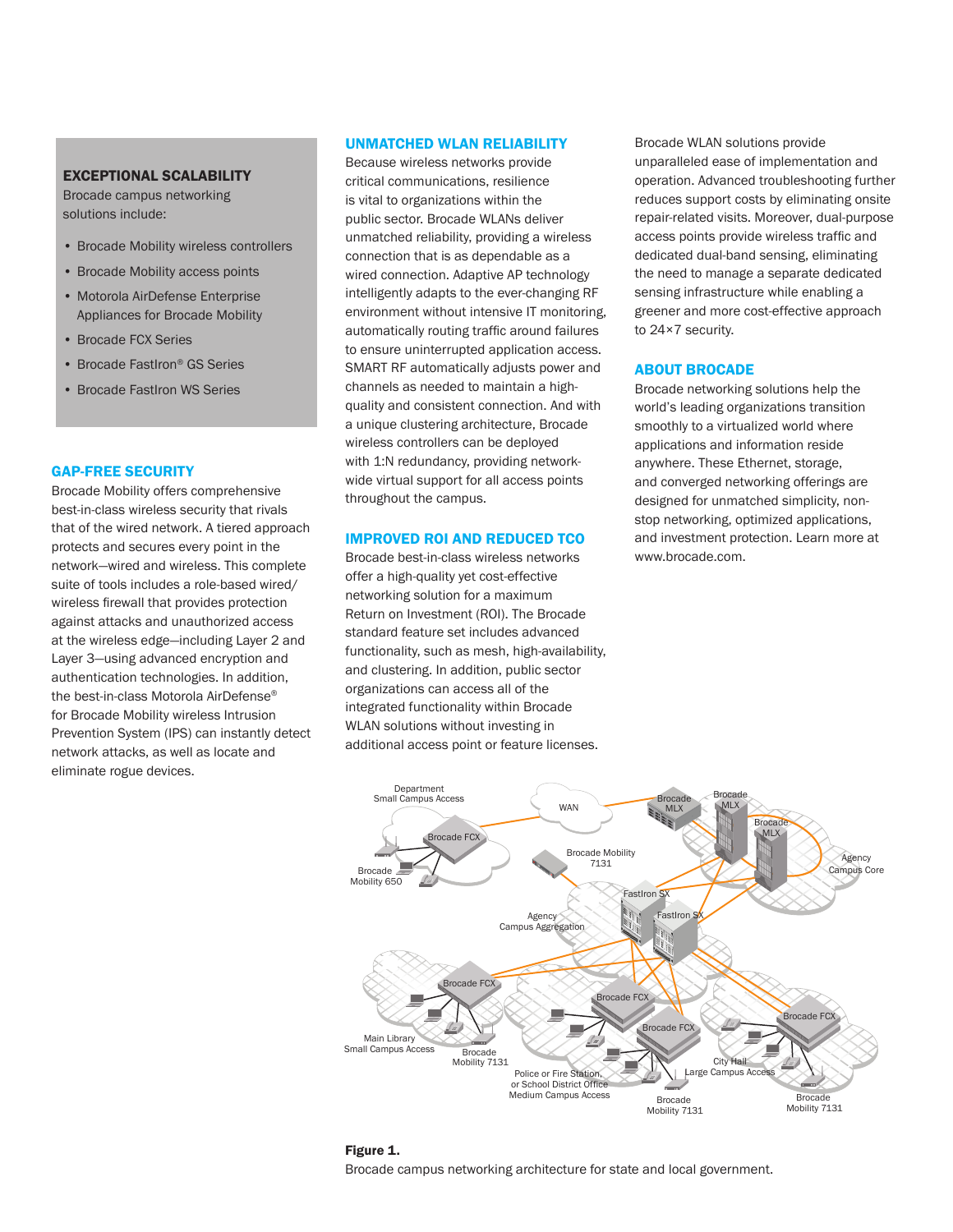## EXCEPTIONAL SCALABILITY

Brocade campus networking solutions include:

- Brocade Mobility wireless controllers
- Brocade Mobility access points
- Motorola AirDefense Enterprise Appliances for Brocade Mobility
- Brocade FCX Series
- Brocade FastIron® GS Series
- Brocade FastIron WS Series

## GAP-FREE SECURITY

Brocade Mobility offers comprehensive best-in-class wireless security that rivals that of the wired network. A tiered approach protects and secures every point in the network—wired and wireless. This complete suite of tools includes a role-based wired/wireless firewall that provides protection against attacks and unauthorized access at the wireless edge—including Layer 2 and Layer 3—using advanced encryption and authentication technologies. In addition, the best-in-class Motorola AirDefense® for Brocade Mobility wireless Intrusion Prevention System (IPS) can instantly detect network attacks, as well as locate and eliminate rogue devices.

## UNMATCHED WLAN RELIABILITY

Because wireless networks provide critical communications, resilience is vital to organizations within the public sector. Brocade WLANs deliver unmatched reliability, providing a wireless connection that is as dependable as a wired connection. Adaptive AP technology intelligently adapts to the ever-changing RF environment without intensive IT monitoring, automatically routing traffic around failures to ensure uninterrupted application access. SMART RF automatically adjusts power and channels as needed to maintain a high-quality and consistent connection. And with a unique clustering architecture, Brocade wireless controllers can be deployed with 1:N redundancy, providing network-wide virtual support for all access points throughout the campus.

## IMPROVED ROI AND REDUCED TCO

Brocade best-in-class wireless networks offer a high-quality yet cost-effective networking solution for a maximum Return on Investment (ROI). The Brocade standard feature set includes advanced functionality, such as mesh, high-availability, and clustering. In addition, public sector organizations can access all of the integrated functionality within Brocade WLAN solutions without investing in additional access point or feature licenses.

Brocade WLAN solutions provide unparalleled ease of implementation and operation. Advanced troubleshooting further reduces support costs by eliminating onsite repair-related visits. Moreover, dual-purpose access points provide wireless traffic and dedicated dual-band sensing, eliminating the need to manage a separate dedicated sensing infrastructure while enabling a greener and more cost-effective approach to 24×7 security.

## ABOUT BROCADE

Brocade networking solutions help the world's leading organizations transition smoothly to a virtualized world where applications and information reside anywhere. These Ethernet, storage, and converged networking offerings are designed for unmatched simplicity, non-stop networking, optimized applications, and investment protection. Learn more at www.brocade.com.

**Figure 1.**
Brocade campus networking architecture for state and local government.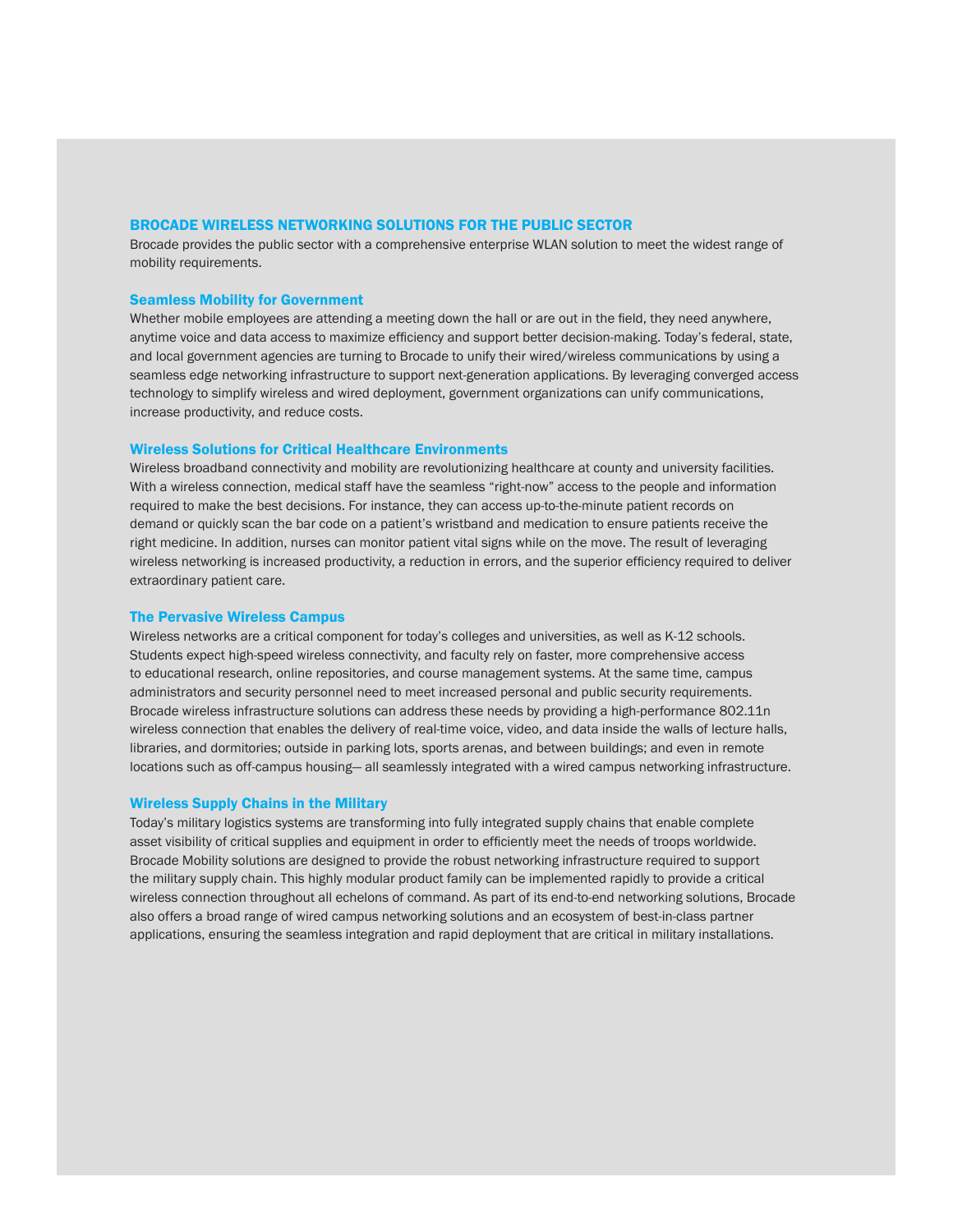## BROCADE WIRELESS NETWORKING SOLUTIONS FOR THE PUBLIC SECTOR

Brocade provides the public sector with a comprehensive enterprise WLAN solution to meet the widest range of mobility requirements.

### Seamless Mobility for Government

Whether mobile employees are attending a meeting down the hall or are out in the field, they need anywhere, anytime voice and data access to maximize efficiency and support better decision-making. Today's federal, state, and local government agencies are turning to Brocade to unify their wired/wireless communications by using a seamless edge networking infrastructure to support next-generation applications. By leveraging converged access technology to simplify wireless and wired deployment, government organizations can unify communications, increase productivity, and reduce costs.

### Wireless Solutions for Critical Healthcare Environments

Wireless broadband connectivity and mobility are revolutionizing healthcare at county and university facilities. With a wireless connection, medical staff have the seamless "right-now" access to the people and information required to make the best decisions. For instance, they can access up-to-the-minute patient records on demand or quickly scan the bar code on a patient's wristband and medication to ensure patients receive the right medicine. In addition, nurses can monitor patient vital signs while on the move. The result of leveraging wireless networking is increased productivity, a reduction in errors, and the superior efficiency required to deliver extraordinary patient care.

### The Pervasive Wireless Campus

Wireless networks are a critical component for today's colleges and universities, as well as K-12 schools. Students expect high-speed wireless connectivity, and faculty rely on faster, more comprehensive access to educational research, online repositories, and course management systems. At the same time, campus administrators and security personnel need to meet increased personal and public security requirements. Brocade wireless infrastructure solutions can address these needs by providing a high-performance 802.11n wireless connection that enables the delivery of real-time voice, video, and data inside the walls of lecture halls, libraries, and dormitories; outside in parking lots, sports arenas, and between buildings; and even in remote locations such as off-campus housing— all seamlessly integrated with a wired campus networking infrastructure.

### Wireless Supply Chains in the Military

Today's military logistics systems are transforming into fully integrated supply chains that enable complete asset visibility of critical supplies and equipment in order to efficiently meet the needs of troops worldwide. Brocade Mobility solutions are designed to provide the robust networking infrastructure required to support the military supply chain. This highly modular product family can be implemented rapidly to provide a critical wireless connection throughout all echelons of command. As part of its end-to-end networking solutions, Brocade also offers a broad range of wired campus networking solutions and an ecosystem of best-in-class partner applications, ensuring the seamless integration and rapid deployment that are critical in military installations.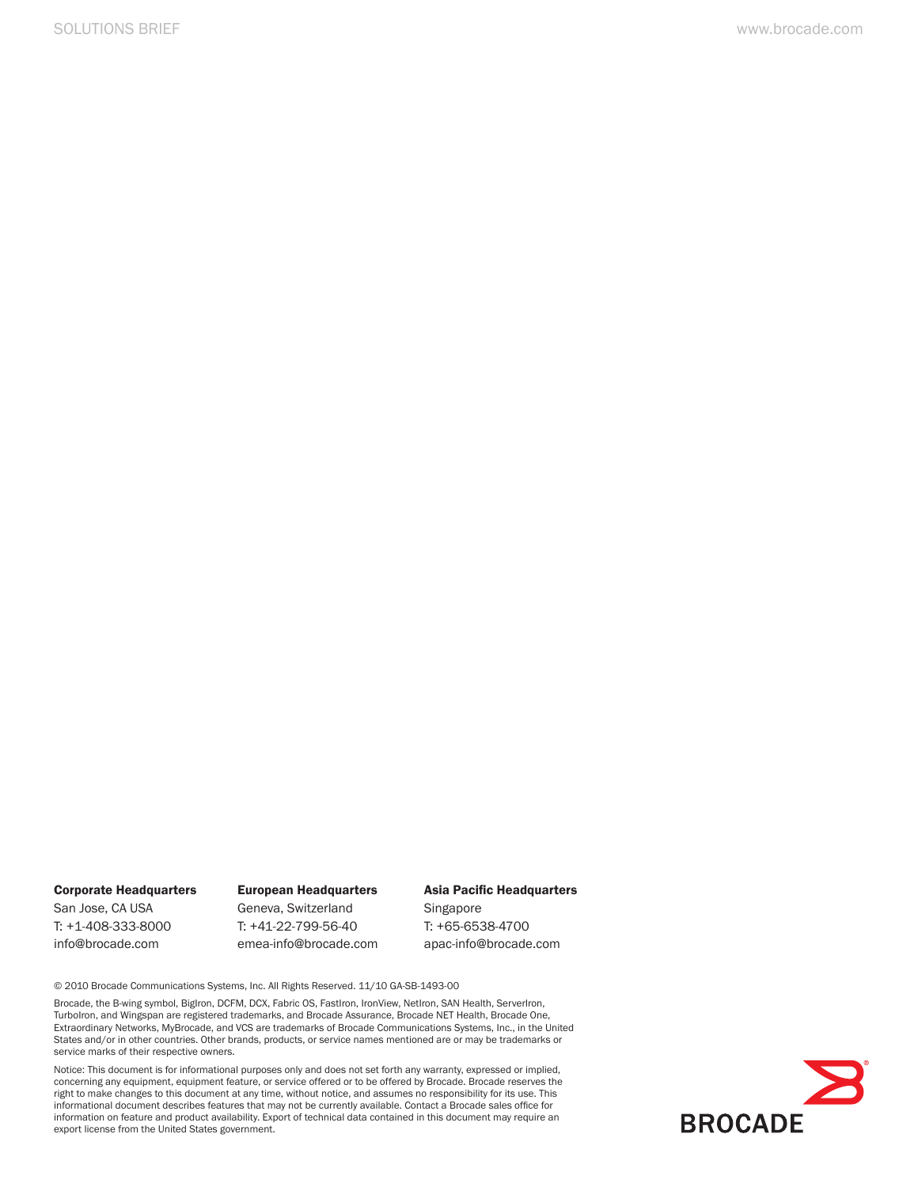**Corporate Headquarters**
San Jose, CA USA
T: +1-408-333-8000
info@brocade.com

**European Headquarters**
Geneva, Switzerland
T: +41-22-799-56-40
emea-info@brocade.com

**Asia Pacific Headquarters**
Singapore
T: +65-6538-4700
apac-info@brocade.com

© 2010 Brocade Communications Systems, Inc. All Rights Reserved. 11/10 GA-SB-1493-00

Brocade, the B-wing symbol, BigIron, DCFM, DCX, Fabric OS, FastIron, IronView, NetIron, SAN Health, ServerIron, TurboIron, and Wingspan are registered trademarks, and Brocade Assurance, Brocade NET Health, Brocade One, Extraordinary Networks, MyBrocade, and VCS are trademarks of Brocade Communications Systems, Inc., in the United States and/or in other countries. Other brands, products, or service names mentioned are or may be trademarks or service marks of their respective owners.

Notice: This document is for informational purposes only and does not set forth any warranty, expressed or implied, concerning any equipment, equipment feature, or service offered or to be offered by Brocade. Brocade reserves the right to make changes to this document at any time, without notice, and assumes no responsibility for its use. This informational document describes features that may not be currently available. Contact a Brocade sales office for information on feature and product availability. Export of technical data contained in this document may require an export license from the United States government.

BROCADE